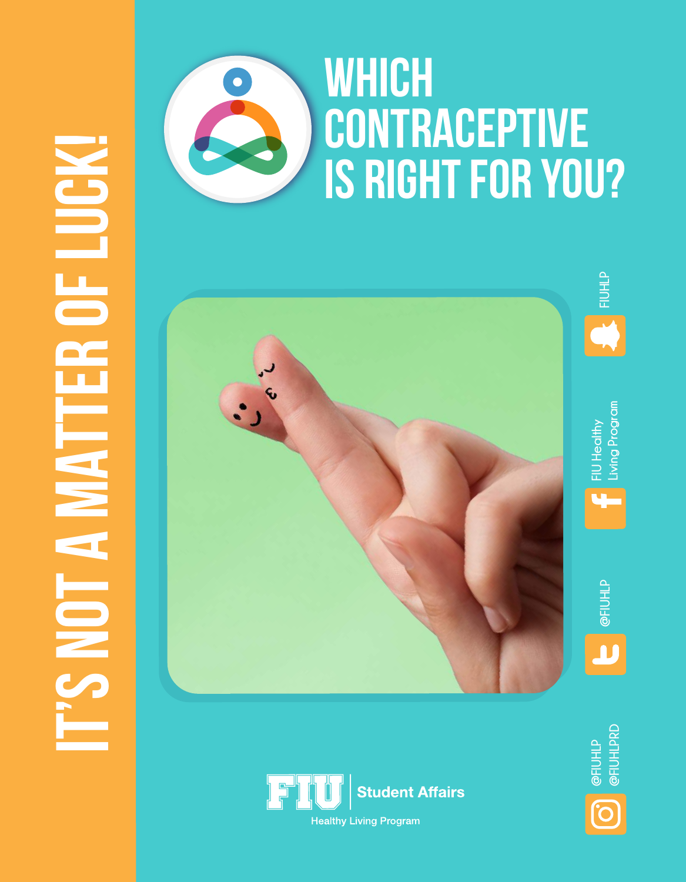# IT'S NOT A MATTER OF LUCK!

# WHICH CONTRACEPTIVE IS RIGHT FOR YOU?

FIUHLP

FIU Healthy Living Program

@FIUHLP

@FIUHLP
@FIUHLPRD

FIU | Student Affairs
Healthy Living Program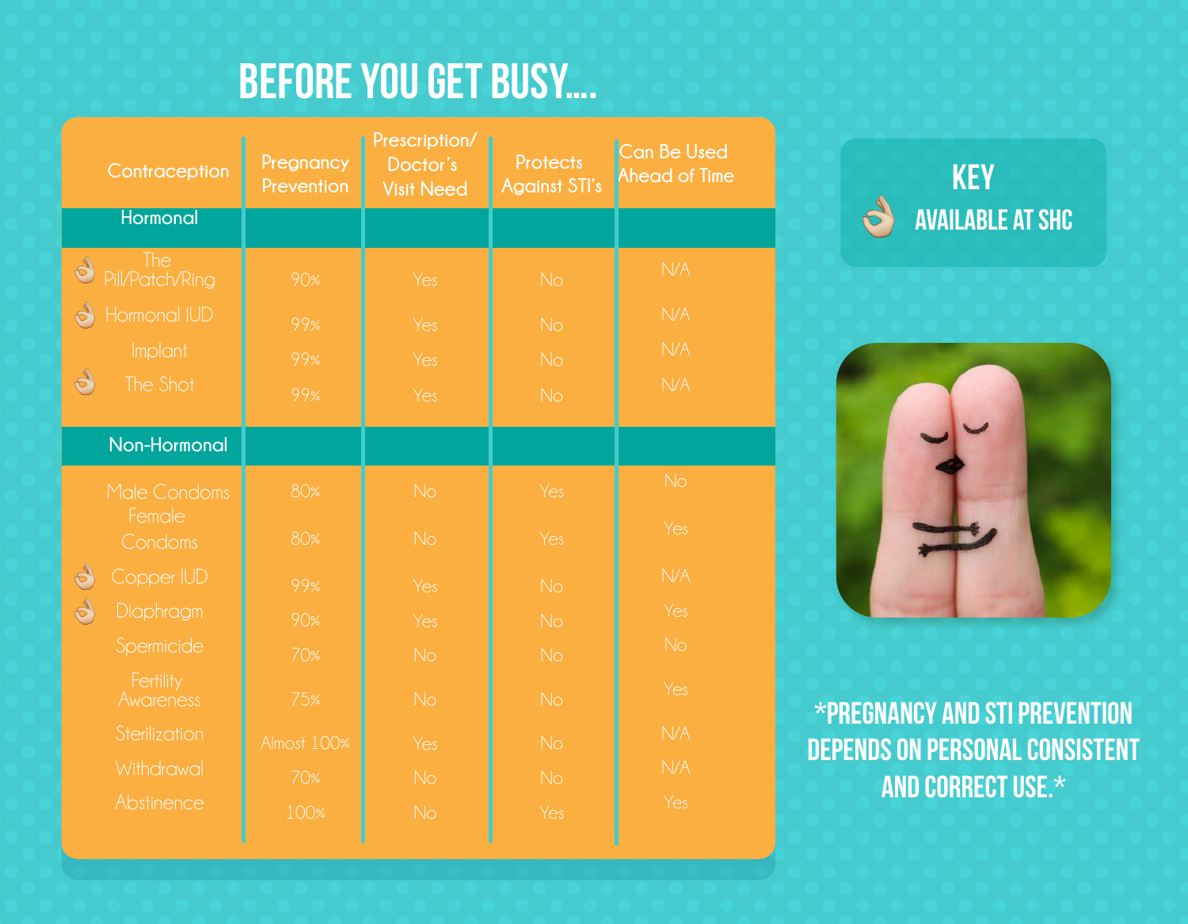# BEFORE YOU GET BUSY....

| Contraception | Pregnancy Prevention | Prescription/ Doctor's Visit Need | Protects Against STI's | Can Be Used Ahead of Time |
|---|---|---|---|---|
| **Hormonal** | | | | |
| 👌 The Pill/Patch/Ring | 90% | Yes | No | N/A |
| 👌 Hormonal IUD | 99% | Yes | No | N/A |
| Implant | 99% | Yes | No | N/A |
| 👌 The Shot | 99% | Yes | No | N/A |
| **Non-Hormonal** | | | | |
| Male Condoms | 80% | No | Yes | No |
| Female Condoms | 80% | No | Yes | Yes |
| 👌 Copper IUD | 99% | Yes | No | N/A |
| 👌 Diaphragm | 90% | Yes | No | Yes |
| Spermicide | 70% | No | No | No |
| Fertility Awareness | 75% | No | No | Yes |
| Sterilization | Almost 100% | Yes | No | N/A |
| Withdrawal | 70% | No | No | N/A |
| Abstinence | 100% | No | Yes | Yes |

## KEY

👌 AVAILABLE AT SHC

*PREGNANCY AND STI PREVENTION DEPENDS ON PERSONAL CONSISTENT AND CORRECT USE.*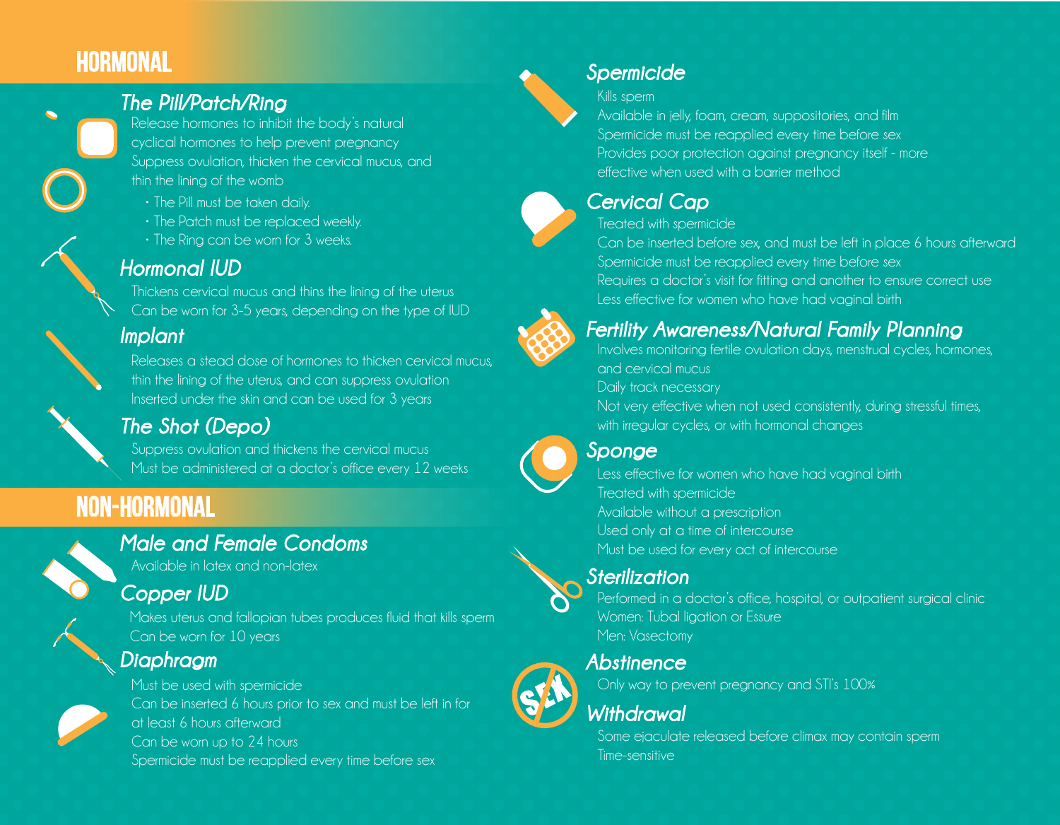## HORMONAL

### The Pill/Patch/Ring

Release hormones to inhibit the body's natural cyclical hormones to help prevent pregnancy

Suppress ovulation, thicken the cervical mucus, and thin the lining of the womb

- The Pill must be taken daily.
- The Patch must be replaced weekly.
- The Ring can be worn for 3 weeks.

### Hormonal IUD

Thickens cervical mucus and thins the lining of the uterus

Can be worn for 3-5 years, depending on the type of IUD

### Implant

Releases a stead dose of hormones to thicken cervical mucus, thin the lining of the uterus, and can suppress ovulation

Inserted under the skin and can be used for 3 years

### The Shot (Depo)

Suppress ovulation and thickens the cervical mucus

Must be administered at a doctor's office every 12 weeks

## NON-HORMONAL

### Male and Female Condoms

Available in latex and non-latex

### Copper IUD

Makes uterus and fallopian tubes produces fluid that kills sperm

Can be worn for 10 years

### Diaphragm

Must be used with spermicide

Can be inserted 6 hours prior to sex and must be left in for at least 6 hours afterward

Can be worn up to 24 hours

Spermicide must be reapplied every time before sex

### Spermicide

Kills sperm

Available in jelly, foam, cream, suppositories, and film

Spermicide must be reapplied every time before sex

Provides poor protection against pregnancy itself - more effective when used with a barrier method

### Cervical Cap

Treated with spermicide

Can be inserted before sex, and must be left in place 6 hours afterward

Spermicide must be reapplied every time before sex

Requires a doctor's visit for fitting and another to ensure correct use

Less effective for women who have had vaginal birth

### Fertility Awareness/Natural Family Planning

Involves monitoring fertile ovulation days, menstrual cycles, hormones, and cervical mucus

Daily track necessary

Not very effective when not used consistently, during stressful times, with irregular cycles, or with hormonal changes

### Sponge

Less effective for women who have had vaginal birth

Treated with spermicide

Available without a prescription

Used only at a time of intercourse

Must be used for every act of intercourse

### Sterilization

Performed in a doctor's office, hospital, or outpatient surgical clinic

Women: Tubal ligation or Essure

Men: Vasectomy

### Abstinence

Only way to prevent pregnancy and STI's 100%

### Withdrawal

Some ejaculate released before climax may contain sperm

Time-sensitive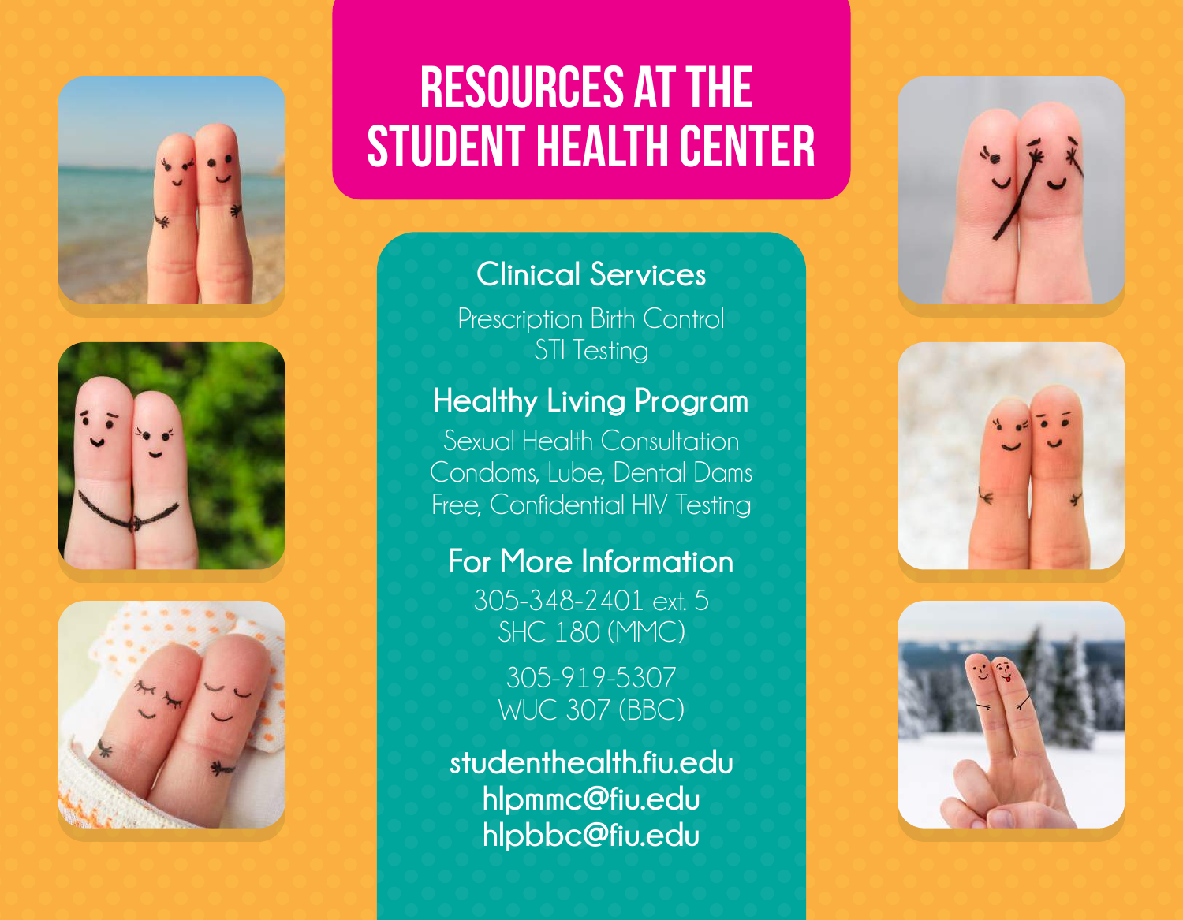# RESOURCES AT THE STUDENT HEALTH CENTER

## Clinical Services

Prescription Birth Control
STI Testing

## Healthy Living Program

Sexual Health Consultation
Condoms, Lube, Dental Dams
Free, Confidential HIV Testing

## For More Information

305-348-2401 ext. 5
SHC 180 (MMC)

305-919-5307
WUC 307 (BBC)

**studenthealth.fiu.edu**
**hlpmmc@fiu.edu**
**hlpbbc@fiu.edu**